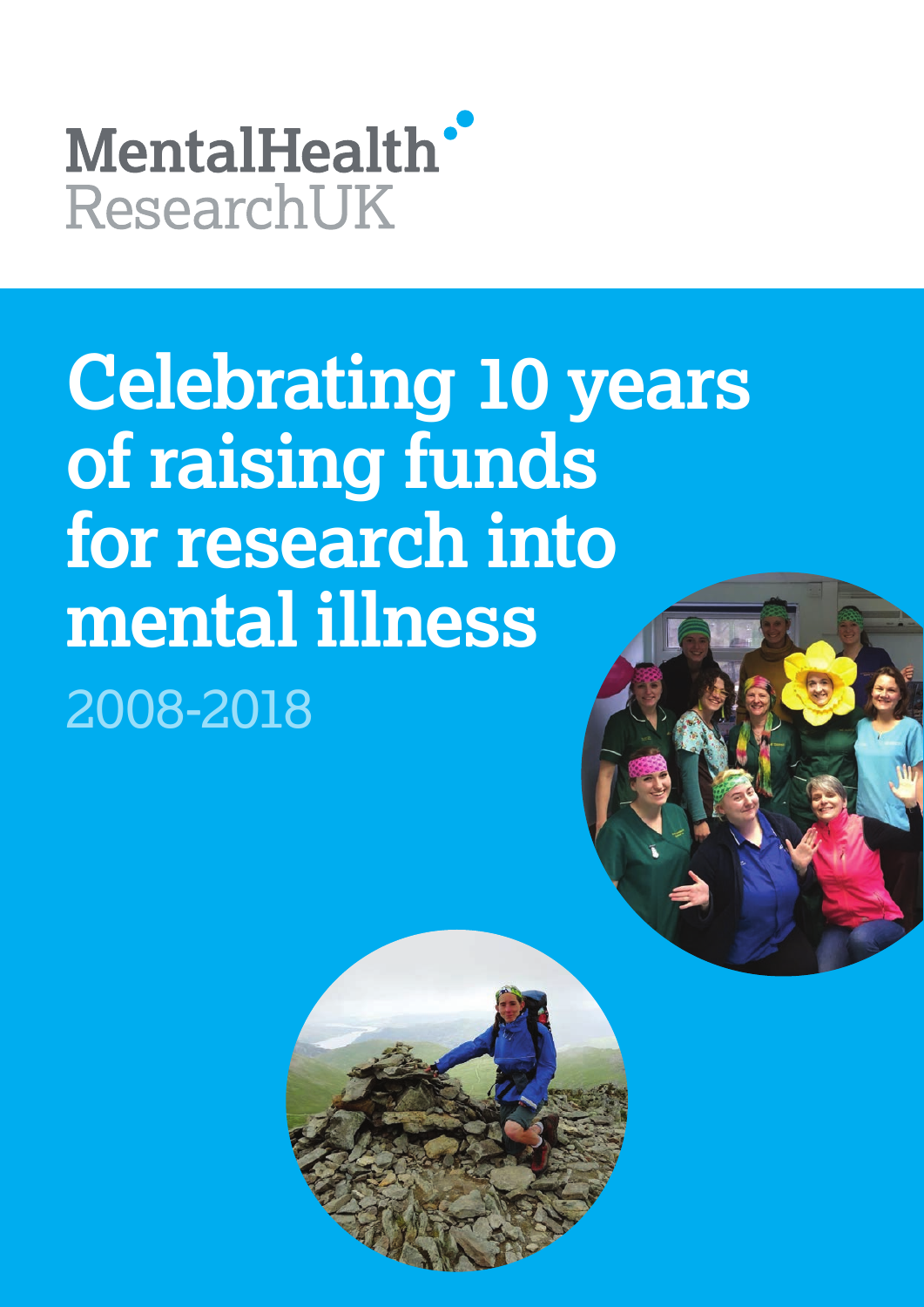MentalHealth
ResearchUK

# Celebrating 10 years of raising funds for research into mental illness

2008-2018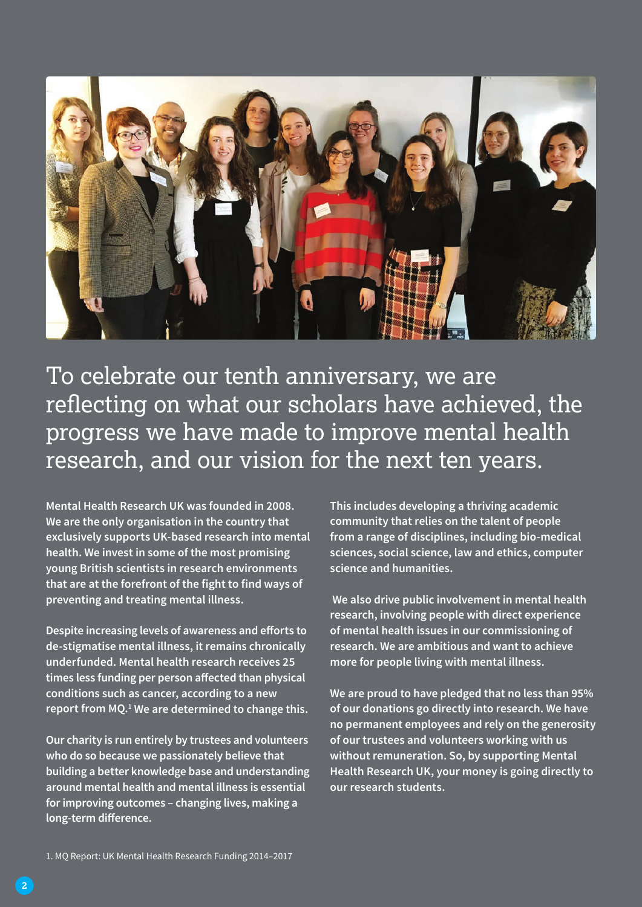To celebrate our tenth anniversary, we are reflecting on what our scholars have achieved, the progress we have made to improve mental health research, and our vision for the next ten years.

**Mental Health Research UK was founded in 2008. We are the only organisation in the country that exclusively supports UK-based research into mental health. We invest in some of the most promising young British scientists in research environments that are at the forefront of the fight to find ways of preventing and treating mental illness.**

**Despite increasing levels of awareness and efforts to de-stigmatise mental illness, it remains chronically underfunded. Mental health research receives 25 times less funding per person affected than physical conditions such as cancer, according to a new report from MQ.[1] We are determined to change this.**

**Our charity is run entirely by trustees and volunteers who do so because we passionately believe that building a better knowledge base and understanding around mental health and mental illness is essential for improving outcomes – changing lives, making a long-term difference.**

**This includes developing a thriving academic community that relies on the talent of people from a range of disciplines, including bio-medical sciences, social science, law and ethics, computer science and humanities.**

**We also drive public involvement in mental health research, involving people with direct experience of mental health issues in our commissioning of research. We are ambitious and want to achieve more for people living with mental illness.**

**We are proud to have pledged that no less than 95% of our donations go directly into research. We have no permanent employees and rely on the generosity of our trustees and volunteers working with us without remuneration. So, by supporting Mental Health Research UK, your money is going directly to our research students.**

1. MQ Report: UK Mental Health Research Funding 2014–2017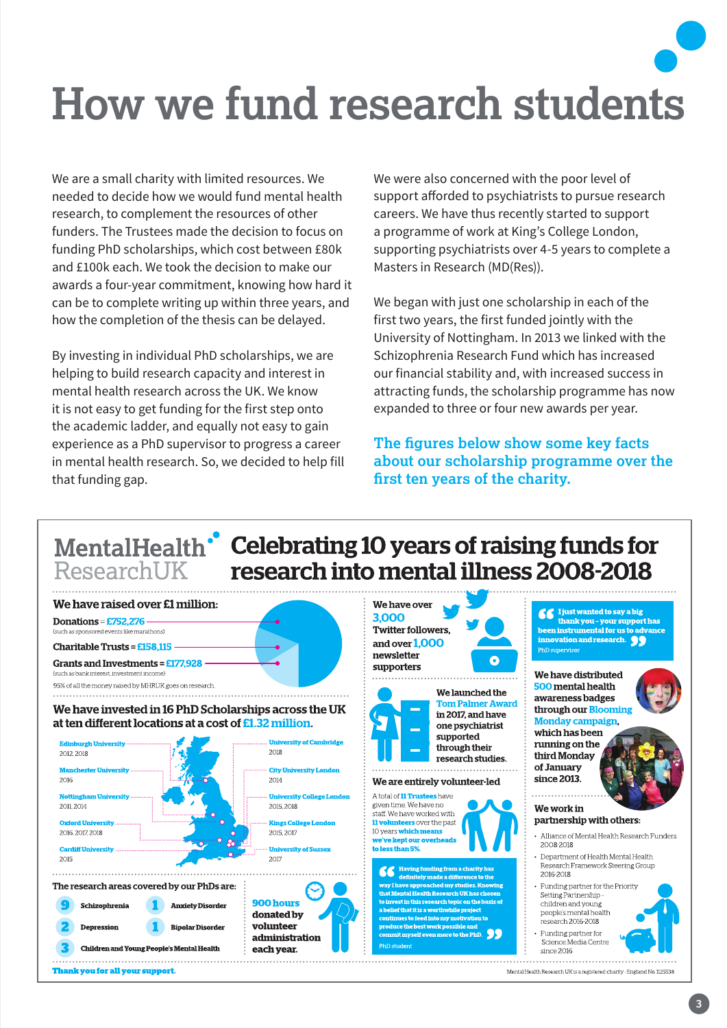# How we fund research students

We are a small charity with limited resources. We needed to decide how we would fund mental health research, to complement the resources of other funders. The Trustees made the decision to focus on funding PhD scholarships, which cost between £80k and £100k each. We took the decision to make our awards a four-year commitment, knowing how hard it can be to complete writing up within three years, and how the completion of the thesis can be delayed.

By investing in individual PhD scholarships, we are helping to build research capacity and interest in mental health research across the UK. We know it is not easy to get funding for the first step onto the academic ladder, and equally not easy to gain experience as a PhD supervisor to progress a career in mental health research. So, we decided to help fill that funding gap.

We were also concerned with the poor level of support afforded to psychiatrists to pursue research careers. We have thus recently started to support a programme of work at King's College London, supporting psychiatrists over 4-5 years to complete a Masters in Research (MD(Res)).

We began with just one scholarship in each of the first two years, the first funded jointly with the University of Nottingham. In 2013 we linked with the Schizophrenia Research Fund which has increased our financial stability and, with increased success in attracting funds, the scholarship programme has now expanded to three or four new awards per year.

**The figures below show some key facts about our scholarship programme over the first ten years of the charity.**

## MentalHealth ResearchUK — Celebrating 10 years of raising funds for research into mental illness 2008-2018

### We have raised over £1 million:

- **Donations** = £752,276 (such as sponsored events like marathons)
- **Charitable Trusts** = £158,115
- **Grants and Investments** = £177,928 (such as bank interest, investment income)

95% of all the money raised by MHRUK goes on research.

### We have invested in 16 PhD Scholarships across the UK at ten different locations at a cost of £1.32 million.

- **Edinburgh University** 2012, 2018
- **Manchester University** 2016
- **Nottingham University** 2011, 2014
- **Oxford University** 2016, 2017, 2018
- **Cardiff University** 2015
- **University of Cambridge** 2018
- **City University London** 2014
- **University College London** 2015, 2018
- **Kings College London** 2015, 2017
- **University of Sussex** 2017

### The research areas covered by our PhDs are:

- 9 Schizophrenia
- 2 Depression
- 3 Children and Young People's Mental Health
- 1 Anxiety Disorder
- 1 Bipolar Disorder

**900 hours donated by volunteer administration each year.**

We have over **3,000 Twitter followers**, and over **1,000 newsletter supporters**

We launched the **Tom Palmer Award** in 2017, and have one psychiatrist supported through their research studies.

### We are entirely volunteer-led

A total of **11 Trustees** have given time. We have no staff. We have worked with **11 volunteers** over the past 10 years **which means we've kept our overheads to less than 5%.**

> "Having funding from a charity has definitely made a difference to the way I have approached my studies. Knowing that Mental Health Research UK has chosen to invest in this research topic on the basis of a belief that it is a worthwhile project continues to feed into my motivation to produce the best work possible and commit myself even more to the PhD."
> — PhD student

> "I just wanted to say a big thank you - your support has been instrumental for us to advance innovation and research."
> — PhD supervisor

We have distributed **500 mental health awareness badges** through our **Blooming Monday campaign**, which has been running on the third Monday of January since 2013.

### We work in partnership with others:

- Alliance of Mental Health Research Funders 2008-2018
- Department of Health Mental Health Research Framework Steering Group 2016-2018
- Funding partner for the Priority Setting Partnership – children and young people's mental health research 2016-2018
- Funding partner for Science Media Centre since 2016

**Thank you for all your support.**

Mental Health Research UK is a registered charity - England No. 1125538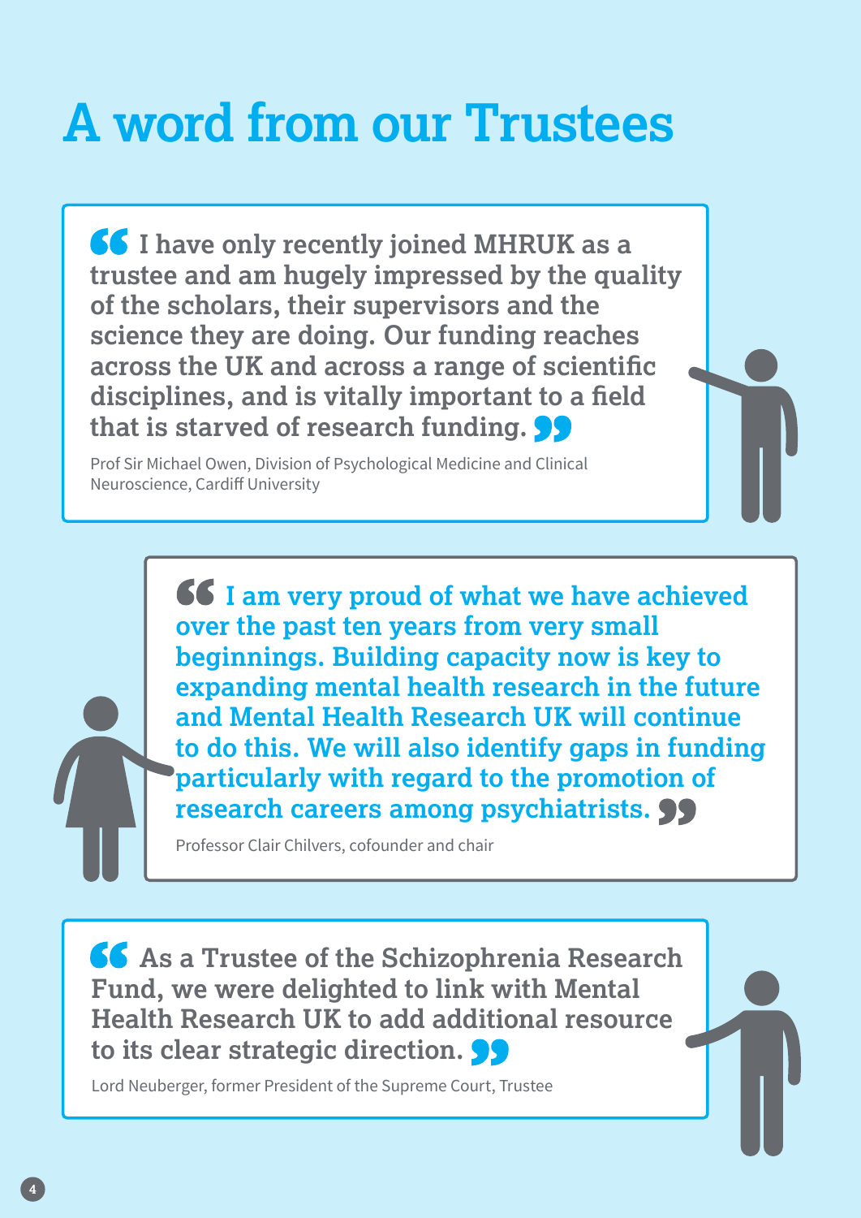# A word from our Trustees

> I have only recently joined MHRUK as a trustee and am hugely impressed by the quality of the scholars, their supervisors and the science they are doing. Our funding reaches across the UK and across a range of scientific disciplines, and is vitally important to a field that is starved of research funding.

Prof Sir Michael Owen, Division of Psychological Medicine and Clinical Neuroscience, Cardiff University

> I am very proud of what we have achieved over the past ten years from very small beginnings. Building capacity now is key to expanding mental health research in the future and Mental Health Research UK will continue to do this. We will also identify gaps in funding particularly with regard to the promotion of research careers among psychiatrists.

Professor Clair Chilvers, cofounder and chair

> As a Trustee of the Schizophrenia Research Fund, we were delighted to link with Mental Health Research UK to add additional resource to its clear strategic direction.

Lord Neuberger, former President of the Supreme Court, Trustee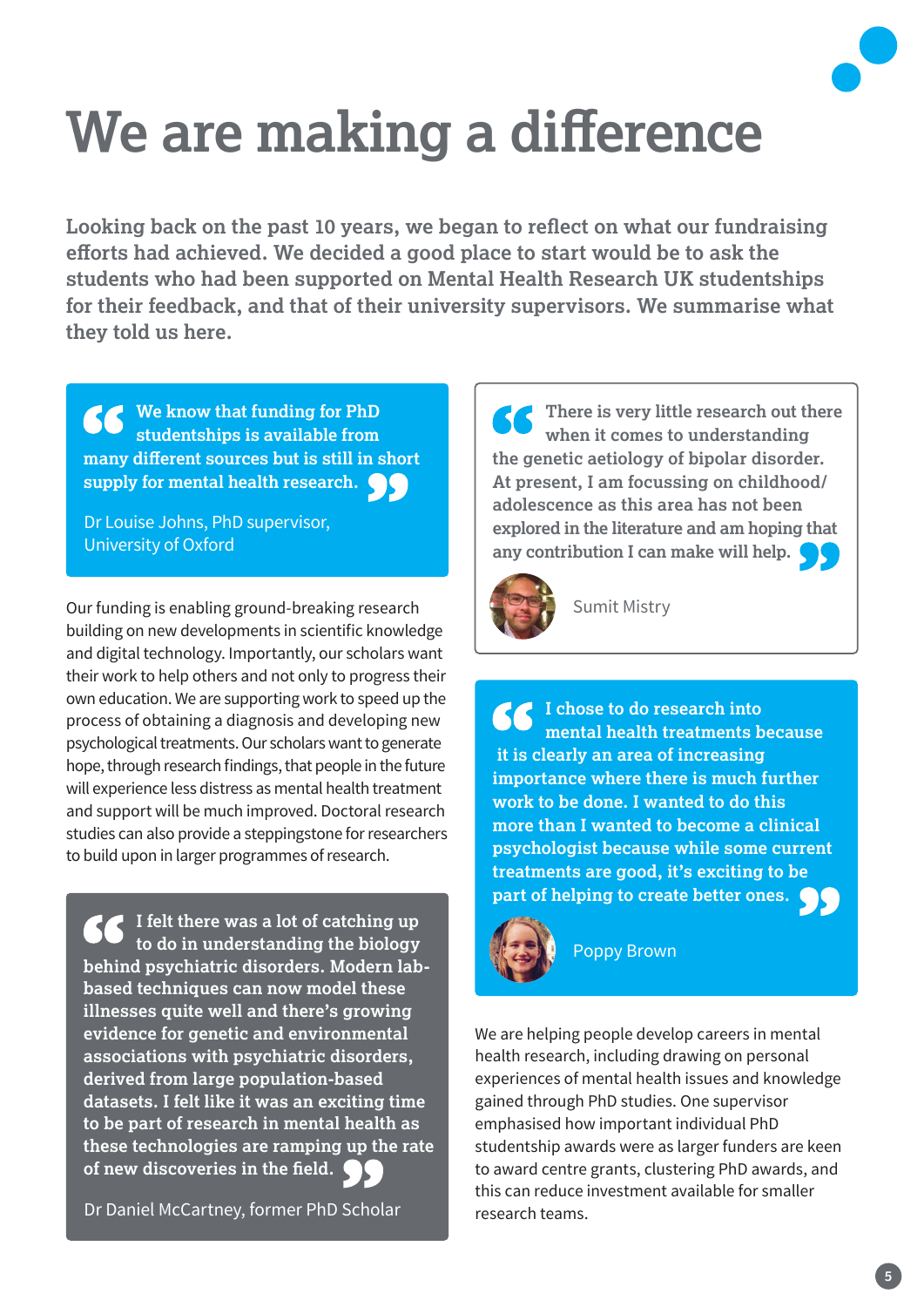# We are making a difference

**Looking back on the past 10 years, we began to reflect on what our fundraising efforts had achieved. We decided a good place to start would be to ask the students who had been supported on Mental Health Research UK studentships for their feedback, and that of their university supervisors. We summarise what they told us here.**

> **We know that funding for PhD studentships is available from many different sources but is still in short supply for mental health research.**
>
> Dr Louise Johns, PhD supervisor, University of Oxford

Our funding is enabling ground-breaking research building on new developments in scientific knowledge and digital technology. Importantly, our scholars want their work to help others and not only to progress their own education. We are supporting work to speed up the process of obtaining a diagnosis and developing new psychological treatments. Our scholars want to generate hope, through research findings, that people in the future will experience less distress as mental health treatment and support will be much improved. Doctoral research studies can also provide a steppingstone for researchers to build upon in larger programmes of research.

> **I felt there was a lot of catching up to do in understanding the biology behind psychiatric disorders. Modern lab-based techniques can now model these illnesses quite well and there's growing evidence for genetic and environmental associations with psychiatric disorders, derived from large population-based datasets. I felt like it was an exciting time to be part of research in mental health as these technologies are ramping up the rate of new discoveries in the field.**
>
> Dr Daniel McCartney, former PhD Scholar

> **There is very little research out there when it comes to understanding the genetic aetiology of bipolar disorder. At present, I am focussing on childhood/adolescence as this area has not been explored in the literature and am hoping that any contribution I can make will help.**
>
> Sumit Mistry

> **I chose to do research into mental health treatments because it is clearly an area of increasing importance where there is much further work to be done. I wanted to do this more than I wanted to become a clinical psychologist because while some current treatments are good, it's exciting to be part of helping to create better ones.**
>
> Poppy Brown

We are helping people develop careers in mental health research, including drawing on personal experiences of mental health issues and knowledge gained through PhD studies. One supervisor emphasised how important individual PhD studentship awards were as larger funders are keen to award centre grants, clustering PhD awards, and this can reduce investment available for smaller research teams.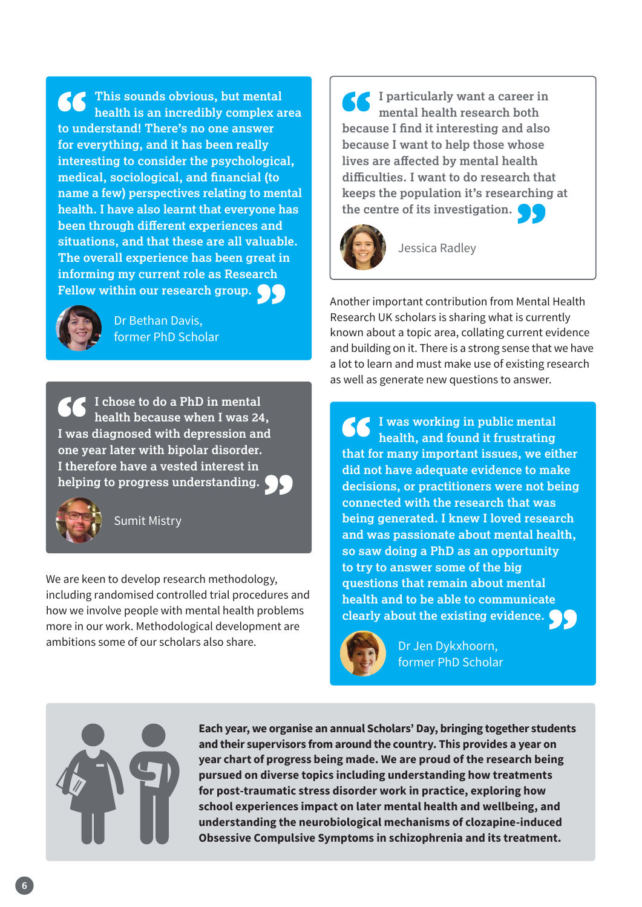> This sounds obvious, but mental health is an incredibly complex area to understand! There's no one answer for everything, and it has been really interesting to consider the psychological, medical, sociological, and financial (to name a few) perspectives relating to mental health. I have also learnt that everyone has been through different experiences and situations, and that these are all valuable. The overall experience has been great in informing my current role as Research Fellow within our research group.
>
> Dr Bethan Davis, former PhD Scholar

> I chose to do a PhD in mental health because when I was 24, I was diagnosed with depression and one year later with bipolar disorder. I therefore have a vested interest in helping to progress understanding.
>
> Sumit Mistry

We are keen to develop research methodology, including randomised controlled trial procedures and how we involve people with mental health problems more in our work. Methodological development are ambitions some of our scholars also share.

> I particularly want a career in mental health research both because I find it interesting and also because I want to help those whose lives are affected by mental health difficulties. I want to do research that keeps the population it's researching at the centre of its investigation.
>
> Jessica Radley

Another important contribution from Mental Health Research UK scholars is sharing what is currently known about a topic area, collating current evidence and building on it. There is a strong sense that we have a lot to learn and must make use of existing research as well as generate new questions to answer.

> I was working in public mental health, and found it frustrating that for many important issues, we either did not have adequate evidence to make decisions, or practitioners were not being connected with the research that was being generated. I knew I loved research and was passionate about mental health, so saw doing a PhD as an opportunity to try to answer some of the big questions that remain about mental health and to be able to communicate clearly about the existing evidence.
>
> Dr Jen Dykxhoorn, former PhD Scholar

**Each year, we organise an annual Scholars' Day, bringing together students and their supervisors from around the country. This provides a year on year chart of progress being made. We are proud of the research being pursued on diverse topics including understanding how treatments for post-traumatic stress disorder work in practice, exploring how school experiences impact on later mental health and wellbeing, and understanding the neurobiological mechanisms of clozapine-induced Obsessive Compulsive Symptoms in schizophrenia and its treatment.**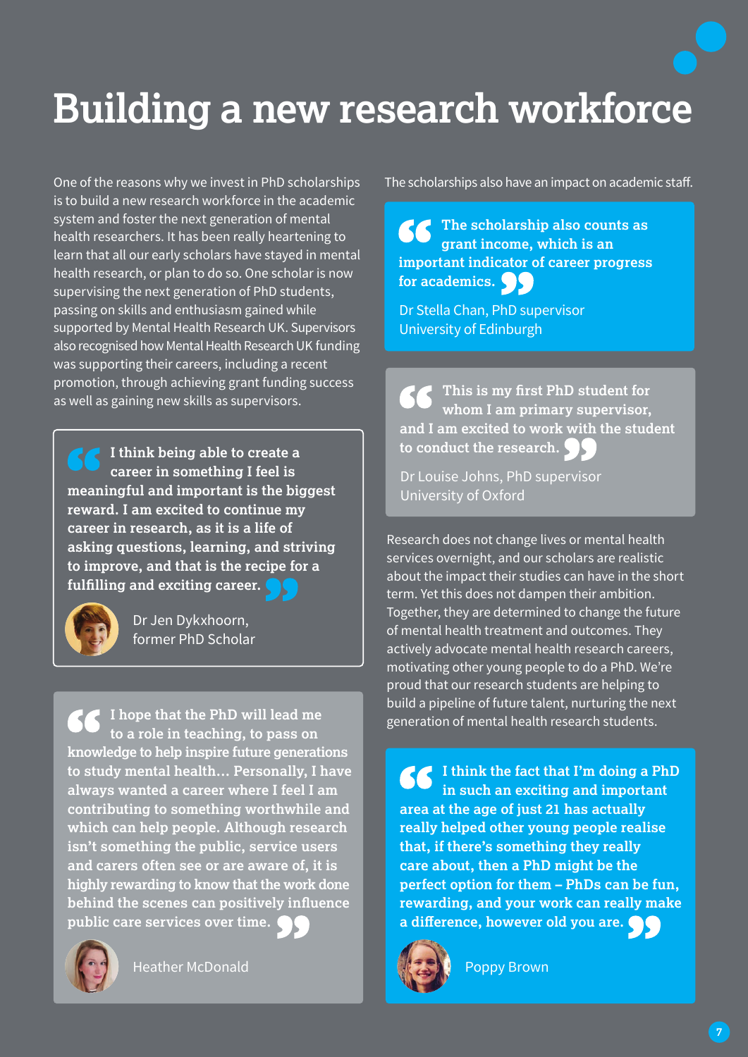# Building a new research workforce

One of the reasons why we invest in PhD scholarships is to build a new research workforce in the academic system and foster the next generation of mental health researchers. It has been really heartening to learn that all our early scholars have stayed in mental health research, or plan to do so. One scholar is now supervising the next generation of PhD students, passing on skills and enthusiasm gained while supported by Mental Health Research UK. Supervisors also recognised how Mental Health Research UK funding was supporting their careers, including a recent promotion, through achieving grant funding success as well as gaining new skills as supervisors.

> **I think being able to create a career in something I feel is meaningful and important is the biggest reward. I am excited to continue my career in research, as it is a life of asking questions, learning, and striving to improve, and that is the recipe for a fulfilling and exciting career.**
>
> Dr Jen Dykxhoorn, former PhD Scholar

> **I hope that the PhD will lead me to a role in teaching, to pass on knowledge to help inspire future generations to study mental health… Personally, I have always wanted a career where I feel I am contributing to something worthwhile and which can help people. Although research isn't something the public, service users and carers often see or are aware of, it is highly rewarding to know that the work done behind the scenes can positively influence public care services over time.**
>
> Heather McDonald

The scholarships also have an impact on academic staff.

> **The scholarship also counts as grant income, which is an important indicator of career progress for academics.**
>
> Dr Stella Chan, PhD supervisor
> University of Edinburgh

> **This is my first PhD student for whom I am primary supervisor, and I am excited to work with the student to conduct the research.**
>
> Dr Louise Johns, PhD supervisor
> University of Oxford

Research does not change lives or mental health services overnight, and our scholars are realistic about the impact their studies can have in the short term. Yet this does not dampen their ambition. Together, they are determined to change the future of mental health treatment and outcomes. They actively advocate mental health research careers, motivating other young people to do a PhD. We're proud that our research students are helping to build a pipeline of future talent, nurturing the next generation of mental health research students.

> **I think the fact that I'm doing a PhD in such an exciting and important area at the age of just 21 has actually really helped other young people realise that, if there's something they really care about, then a PhD might be the perfect option for them – PhDs can be fun, rewarding, and your work can really make a difference, however old you are.**
>
> Poppy Brown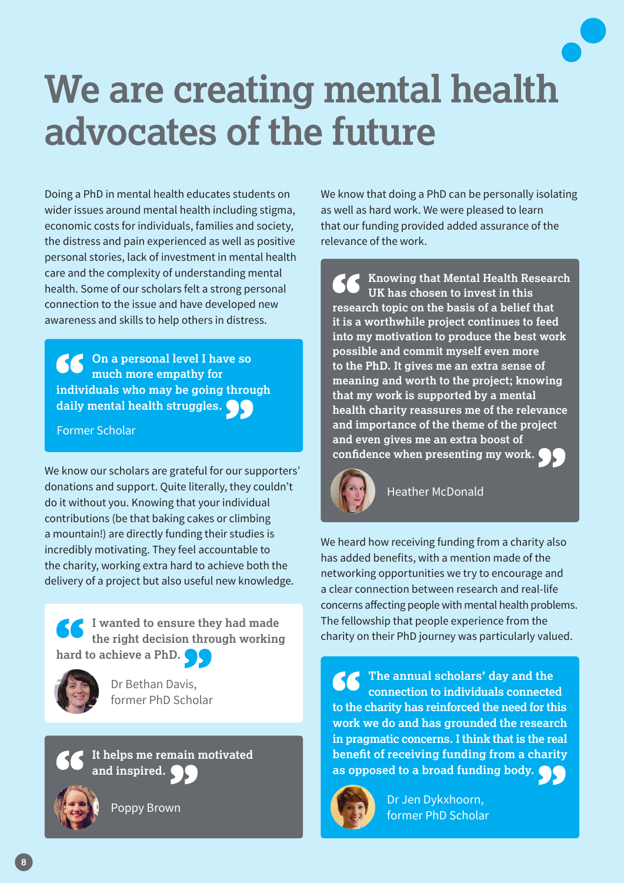# We are creating mental health advocates of the future

Doing a PhD in mental health educates students on wider issues around mental health including stigma, economic costs for individuals, families and society, the distress and pain experienced as well as positive personal stories, lack of investment in mental health care and the complexity of understanding mental health. Some of our scholars felt a strong personal connection to the issue and have developed new awareness and skills to help others in distress.

> **On a personal level I have so much more empathy for individuals who may be going through daily mental health struggles.**
>
> Former Scholar

We know our scholars are grateful for our supporters' donations and support. Quite literally, they couldn't do it without you. Knowing that your individual contributions (be that baking cakes or climbing a mountain!) are directly funding their studies is incredibly motivating. They feel accountable to the charity, working extra hard to achieve both the delivery of a project but also useful new knowledge.

> **I wanted to ensure they had made the right decision through working hard to achieve a PhD.**
>
> Dr Bethan Davis, former PhD Scholar

> **It helps me remain motivated and inspired.**
>
> Poppy Brown

We know that doing a PhD can be personally isolating as well as hard work. We were pleased to learn that our funding provided added assurance of the relevance of the work.

> **Knowing that Mental Health Research UK has chosen to invest in this research topic on the basis of a belief that it is a worthwhile project continues to feed into my motivation to produce the best work possible and commit myself even more to the PhD. It gives me an extra sense of meaning and worth to the project; knowing that my work is supported by a mental health charity reassures me of the relevance and importance of the theme of the project and even gives me an extra boost of confidence when presenting my work.**
>
> Heather McDonald

We heard how receiving funding from a charity also has added benefits, with a mention made of the networking opportunities we try to encourage and a clear connection between research and real-life concerns affecting people with mental health problems. The fellowship that people experience from the charity on their PhD journey was particularly valued.

> **The annual scholars' day and the connection to individuals connected to the charity has reinforced the need for this work we do and has grounded the research in pragmatic concerns. I think that is the real benefit of receiving funding from a charity as opposed to a broad funding body.**
>
> Dr Jen Dykxhoorn, former PhD Scholar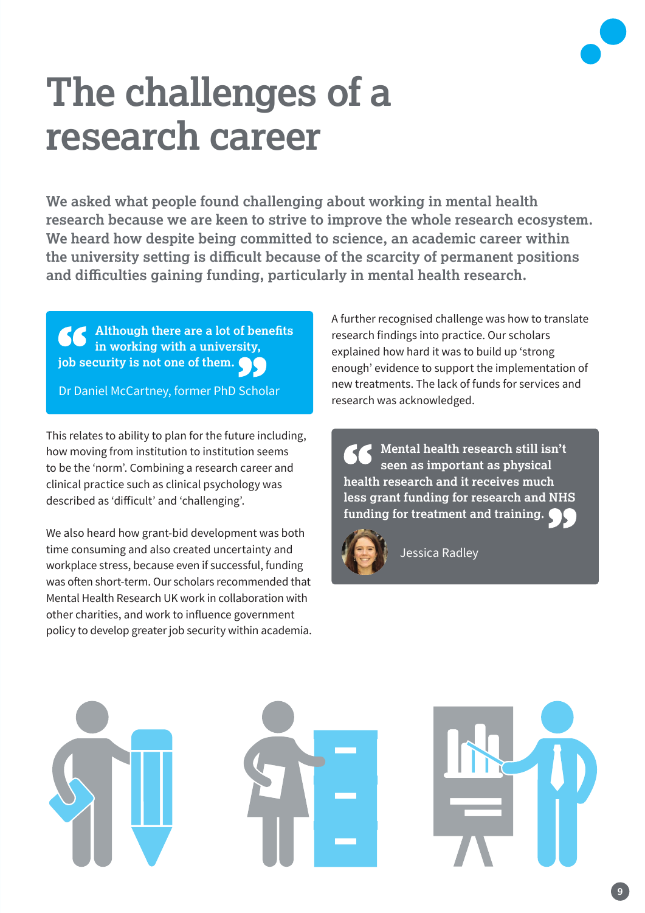# The challenges of a research career

**We asked what people found challenging about working in mental health research because we are keen to strive to improve the whole research ecosystem. We heard how despite being committed to science, an academic career within the university setting is difficult because of the scarcity of permanent positions and difficulties gaining funding, particularly in mental health research.**

> **Although there are a lot of benefits in working with a university, job security is not one of them.**
>
> Dr Daniel McCartney, former PhD Scholar

This relates to ability to plan for the future including, how moving from institution to institution seems to be the 'norm'. Combining a research career and clinical practice such as clinical psychology was described as 'difficult' and 'challenging'.

We also heard how grant-bid development was both time consuming and also created uncertainty and workplace stress, because even if successful, funding was often short-term. Our scholars recommended that Mental Health Research UK work in collaboration with other charities, and work to influence government policy to develop greater job security within academia.

A further recognised challenge was how to translate research findings into practice. Our scholars explained how hard it was to build up 'strong enough' evidence to support the implementation of new treatments. The lack of funds for services and research was acknowledged.

> **Mental health research still isn't seen as important as physical health research and it receives much less grant funding for research and NHS funding for treatment and training.**
>
> Jessica Radley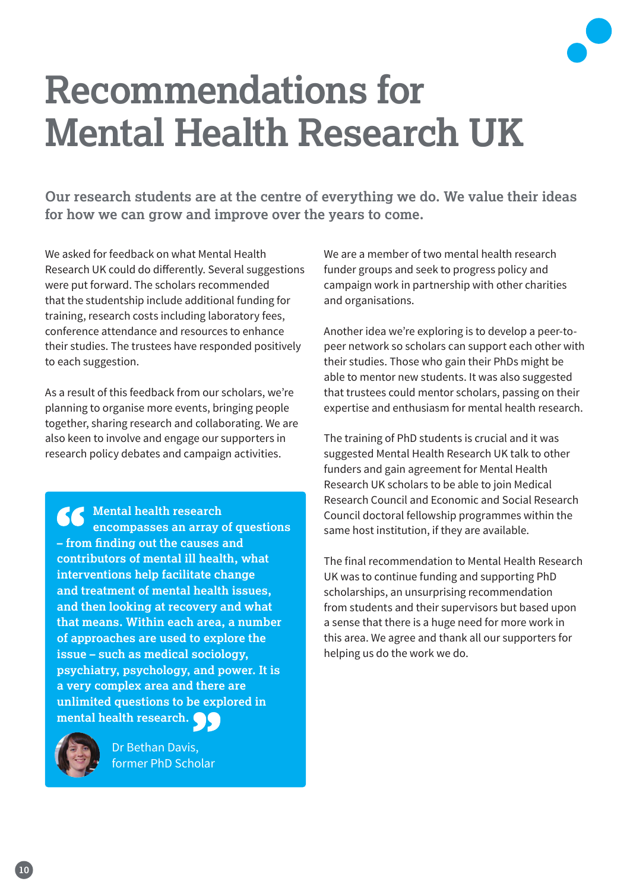# Recommendations for Mental Health Research UK

**Our research students are at the centre of everything we do. We value their ideas for how we can grow and improve over the years to come.**

We asked for feedback on what Mental Health Research UK could do differently. Several suggestions were put forward. The scholars recommended that the studentship include additional funding for training, research costs including laboratory fees, conference attendance and resources to enhance their studies. The trustees have responded positively to each suggestion.

As a result of this feedback from our scholars, we're planning to organise more events, bringing people together, sharing research and collaborating. We are also keen to involve and engage our supporters in research policy debates and campaign activities.

> **Mental health research encompasses an array of questions – from finding out the causes and contributors of mental ill health, what interventions help facilitate change and treatment of mental health issues, and then looking at recovery and what that means. Within each area, a number of approaches are used to explore the issue – such as medical sociology, psychiatry, psychology, and power. It is a very complex area and there are unlimited questions to be explored in mental health research.**
>
> Dr Bethan Davis,
> former PhD Scholar

We are a member of two mental health research funder groups and seek to progress policy and campaign work in partnership with other charities and organisations.

Another idea we're exploring is to develop a peer-to-peer network so scholars can support each other with their studies. Those who gain their PhDs might be able to mentor new students. It was also suggested that trustees could mentor scholars, passing on their expertise and enthusiasm for mental health research.

The training of PhD students is crucial and it was suggested Mental Health Research UK talk to other funders and gain agreement for Mental Health Research UK scholars to be able to join Medical Research Council and Economic and Social Research Council doctoral fellowship programmes within the same host institution, if they are available.

The final recommendation to Mental Health Research UK was to continue funding and supporting PhD scholarships, an unsurprising recommendation from students and their supervisors but based upon a sense that there is a huge need for more work in this area. We agree and thank all our supporters for helping us do the work we do.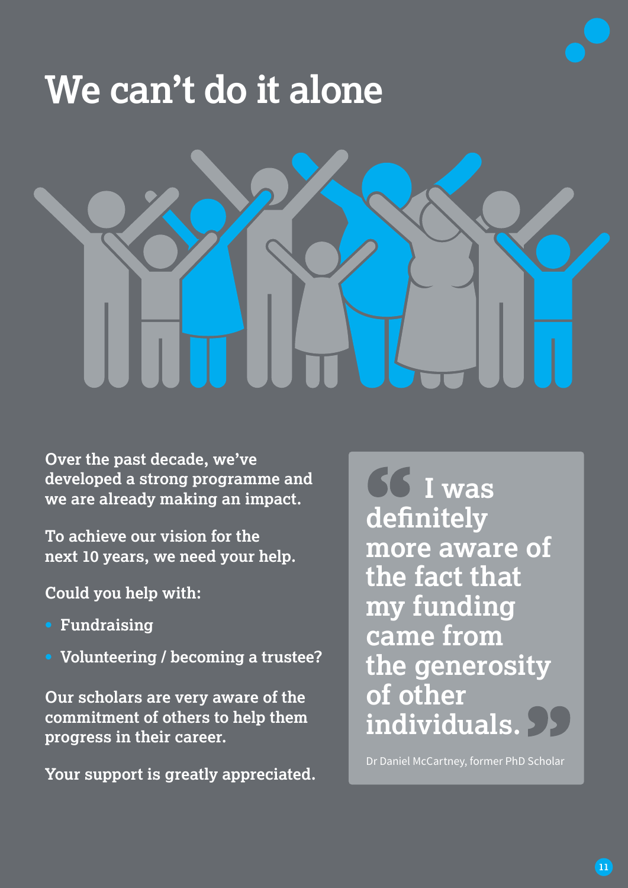# We can't do it alone

**Over the past decade, we've developed a strong programme and we are already making an impact.**

**To achieve our vision for the next 10 years, we need your help.**

**Could you help with:**

- **Fundraising**
- **Volunteering / becoming a trustee?**

**Our scholars are very aware of the commitment of others to help them progress in their career.**

**Your support is greatly appreciated.**

> **"I was definitely more aware of the fact that my funding came from the generosity of other individuals."**
>
> Dr Daniel McCartney, former PhD Scholar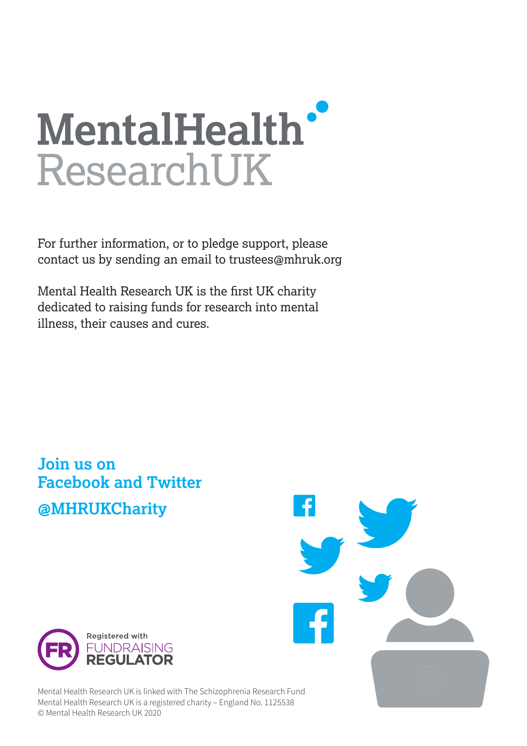# MentalHealth ResearchUK

For further information, or to pledge support, please contact us by sending an email to trustees@mhruk.org

Mental Health Research UK is the first UK charity dedicated to raising funds for research into mental illness, their causes and cures.

## Join us on Facebook and Twitter

## @MHRUKCharity

Registered with FUNDRAISING REGULATOR

Mental Health Research UK is linked with The Schizophrenia Research Fund
Mental Health Research UK is a registered charity – England No. 1125538
© Mental Health Research UK 2020